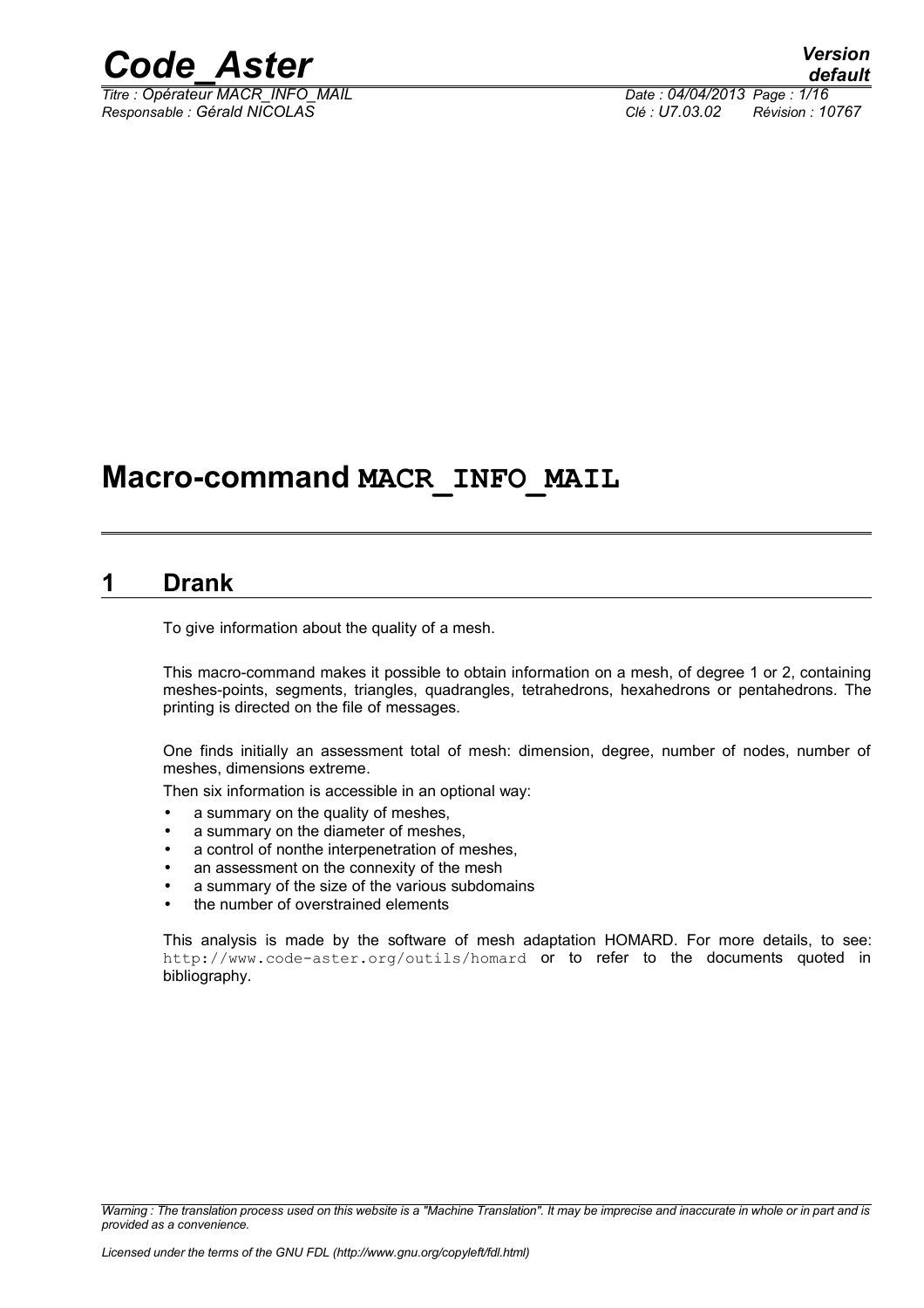# Macro-command MACR_INFO_MAIL

## 1 Drank

To give information about the quality of a mesh.

This macro-command makes it possible to obtain information on a mesh, of degree 1 or 2, containing meshes-points, segments, triangles, quadrangles, tetrahedrons, hexahedrons or pentahedrons. The printing is directed on the file of messages.

One finds initially an assessment total of mesh: dimension, degree, number of nodes, number of meshes, dimensions extreme.

Then six information is accessible in an optional way:

- a summary on the quality of meshes,
- a summary on the diameter of meshes,
- a control of nonthe interpenetration of meshes,
- an assessment on the connexity of the mesh
- a summary of the size of the various subdomains
- the number of overstrained elements

This analysis is made by the software of mesh adaptation HOMARD. For more details, to see: `http://www.code-aster.org/outils/homard` or to refer to the documents quoted in bibliography.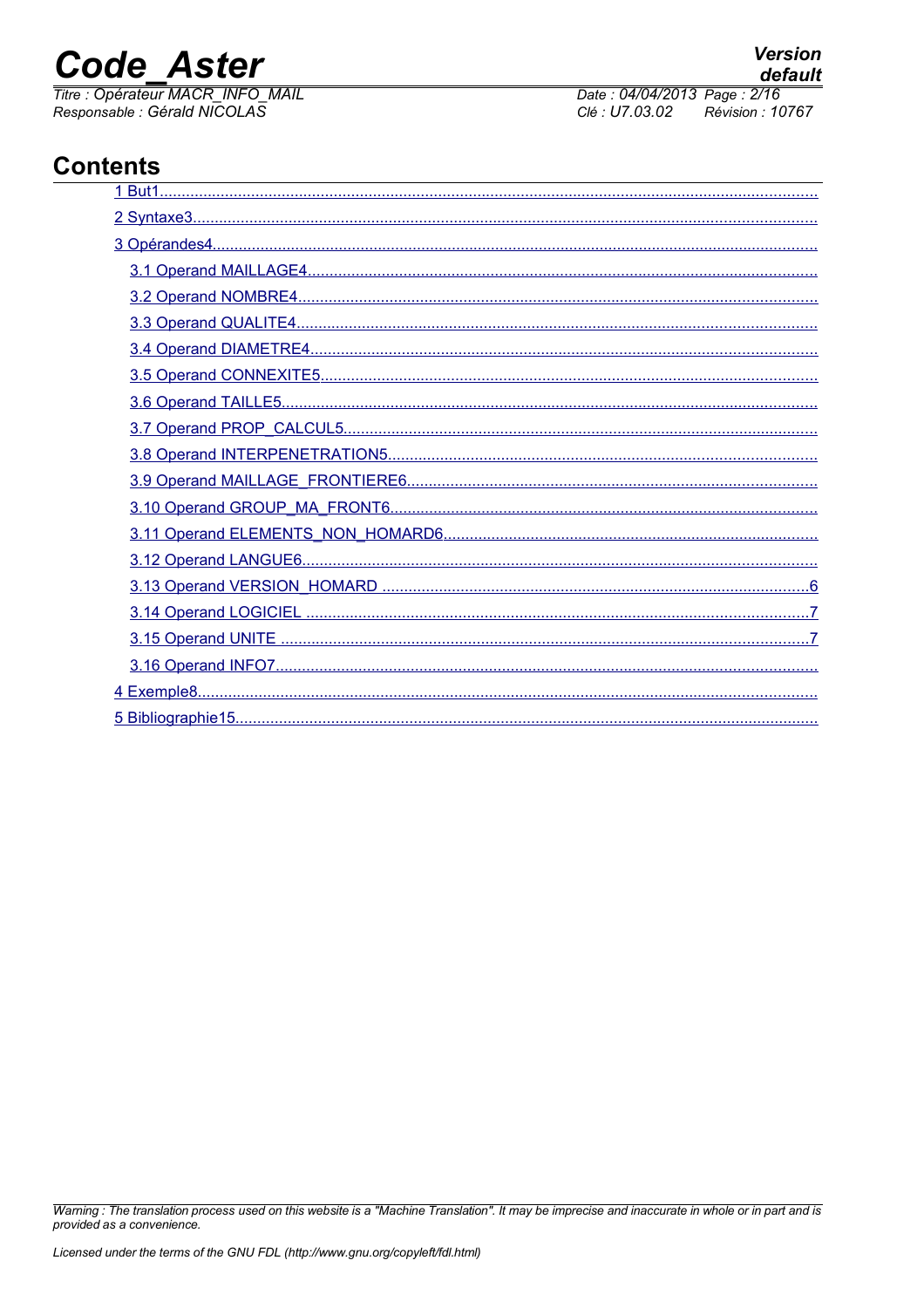## Contents

- 1 But1
- 2 Syntaxe3
- 3 Opérandes4
  - 3.1 Operand MAILLAGE4
  - 3.2 Operand NOMBRE4
  - 3.3 Operand QUALITE4
  - 3.4 Operand DIAMETRE4
  - 3.5 Operand CONNEXITE5
  - 3.6 Operand TAILLE5
  - 3.7 Operand PROP_CALCUL5
  - 3.8 Operand INTERPENETRATION5
  - 3.9 Operand MAILLAGE_FRONTIERE6
  - 3.10 Operand GROUP_MA_FRONT6
  - 3.11 Operand ELEMENTS_NON_HOMARD6
  - 3.12 Operand LANGUE6
  - 3.13 Operand VERSION_HOMARD ....6
  - 3.14 Operand LOGICIEL ....7
  - 3.15 Operand UNITE ....7
  - 3.16 Operand INFO7
- 4 Exemple8
- 5 Bibliographie15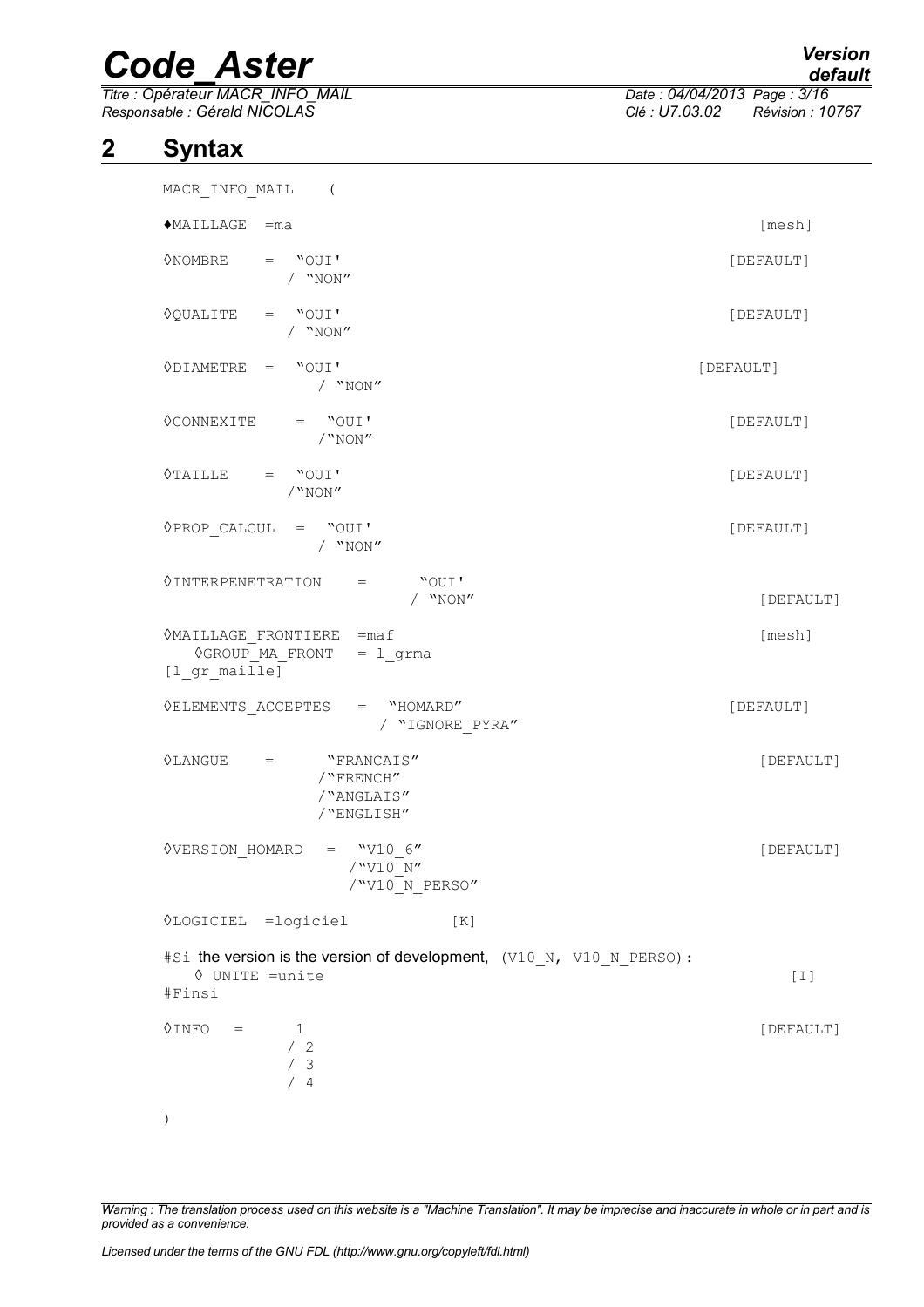## 2 Syntax

```
MACR_INFO_MAIL    (

♦MAILLAGE  =ma                                                    [mesh]

◊NOMBRE    =  "OUI'                                               [DEFAULT]
              / "NON"

◊QUALITE   =  "OUI'                                               [DEFAULT]
              / "NON"

◊DIAMETRE  =  "OUI'                                               [DEFAULT]
              / "NON"

◊CONNEXITE   =  "OUI'                                             [DEFAULT]
               /"NON"

◊TAILLE    =  "OUI'                                               [DEFAULT]
              /"NON"

◊PROP_CALCUL  =  "OUI'                                            [DEFAULT]
                 / "NON"

◊INTERPENETRATION    =       "OUI'
                             / "NON"                              [DEFAULT]

◊MAILLAGE_FRONTIERE  =maf                                         [mesh]
   ◊GROUP_MA_FRONT   = l_grma
[l_gr_maille]

◊ELEMENTS_ACCEPTES   =  "HOMARD"                                  [DEFAULT]
                        / "IGNORE_PYRA"

◊LANGUE    =       "FRANCAIS"                                     [DEFAULT]
                  /"FRENCH"
                  /"ANGLAIS"
                  /"ENGLISH"

◊VERSION_HOMARD   =  "V10_6"                                      [DEFAULT]
                     /"V10_N"
                     /"V10_N_PERSO"

◊LOGICIEL  =logiciel            [K]

#Si the version is the version of development, (V10_N, V10_N_PERSO):
   ◊ UNITE =unite                                                 [I]
#Finsi

◊INFO   =      1                                                  [DEFAULT]
             / 2
             / 3
             / 4

)
```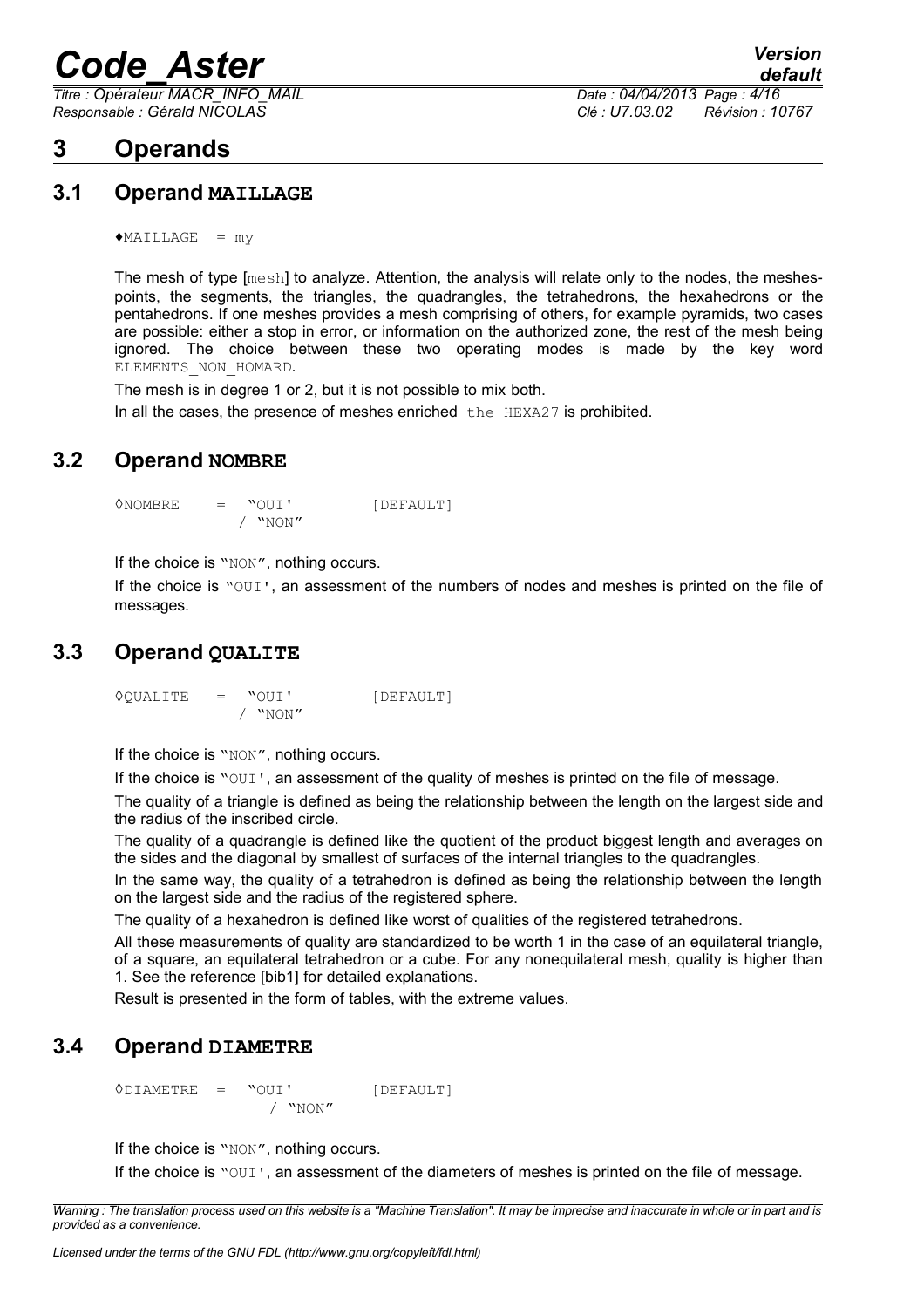# 3 Operands

## 3.1 Operand MAILLAGE

```
♦MAILLAGE  = my
```

The mesh of type [mesh] to analyze. Attention, the analysis will relate only to the nodes, the meshes-points, the segments, the triangles, the quadrangles, the tetrahedrons, the hexahedrons or the pentahedrons. If one meshes provides a mesh comprising of others, for example pyramids, two cases are possible: either a stop in error, or information on the authorized zone, the rest of the mesh being ignored. The choice between these two operating modes is made by the key word ELEMENTS_NON_HOMARD.

The mesh is in degree 1 or 2, but it is not possible to mix both.

In all the cases, the presence of meshes enriched the HEXA27 is prohibited.

## 3.2 Operand NOMBRE

```
◊NOMBRE     =   "OUI'          [DEFAULT]
              / "NON"
```

If the choice is "NON", nothing occurs.

If the choice is "OUI', an assessment of the numbers of nodes and meshes is printed on the file of messages.

## 3.3 Operand QUALITE

```
◊QUALITE    =   "OUI'          [DEFAULT]
              / "NON"
```

If the choice is "NON", nothing occurs.

If the choice is "OUI', an assessment of the quality of meshes is printed on the file of message.

The quality of a triangle is defined as being the relationship between the length on the largest side and the radius of the inscribed circle.

The quality of a quadrangle is defined like the quotient of the product biggest length and averages on the sides and the diagonal by smallest of surfaces of the internal triangles to the quadrangles.

In the same way, the quality of a tetrahedron is defined as being the relationship between the length on the largest side and the radius of the registered sphere.

The quality of a hexahedron is defined like worst of qualities of the registered tetrahedrons.

All these measurements of quality are standardized to be worth 1 in the case of an equilateral triangle, of a square, an equilateral tetrahedron or a cube. For any nonequilateral mesh, quality is higher than 1. See the reference [bib1] for detailed explanations.

Result is presented in the form of tables, with the extreme values.

## 3.4 Operand DIAMETRE

```
◊DIAMETRE  =   "OUI'          [DEFAULT]
                / "NON"
```

If the choice is "NON", nothing occurs.

If the choice is "OUI', an assessment of the diameters of meshes is printed on the file of message.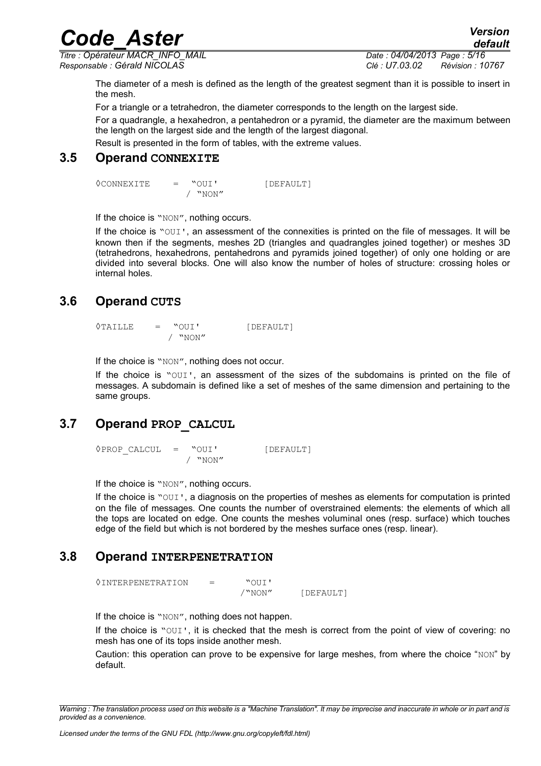The diameter of a mesh is defined as the length of the greatest segment than it is possible to insert in the mesh.

For a triangle or a tetrahedron, the diameter corresponds to the length on the largest side.

For a quadrangle, a hexahedron, a pentahedron or a pyramid, the diameter are the maximum between the length on the largest side and the length of the largest diagonal.

Result is presented in the form of tables, with the extreme values.

## 3.5 Operand CONNEXITE

```
◊CONNEXITE    =  "OUI'         [DEFAULT]
               / "NON"
```

If the choice is "NON", nothing occurs.

If the choice is "OUI', an assessment of the connexities is printed on the file of messages. It will be known then if the segments, meshes 2D (triangles and quadrangles joined together) or meshes 3D (tetrahedrons, hexahedrons, pentahedrons and pyramids joined together) of only one holding or are divided into several blocks. One will also know the number of holes of structure: crossing holes or internal holes.

## 3.6 Operand CUTS

```
◊TAILLE    =  "OUI'         [DEFAULT]
            / "NON"
```

If the choice is "NON", nothing does not occur.

If the choice is "OUI', an assessment of the sizes of the subdomains is printed on the file of messages. A subdomain is defined like a set of meshes of the same dimension and pertaining to the same groups.

## 3.7 Operand PROP_CALCUL

```
◊PROP_CALCUL  =  "OUI'         [DEFAULT]
               / "NON"
```

If the choice is "NON", nothing occurs.

If the choice is "OUI', a diagnosis on the properties of meshes as elements for computation is printed on the file of messages. One counts the number of overstrained elements: the elements of which all the tops are located on edge. One counts the meshes voluminal ones (resp. surface) which touches edge of the field but which is not bordered by the meshes surface ones (resp. linear).

## 3.8 Operand INTERPENETRATION

```
◊INTERPENETRATION    =     "OUI'
                          /"NON"      [DEFAULT]
```

If the choice is "NON", nothing does not happen.

If the choice is "OUI', it is checked that the mesh is correct from the point of view of covering: no mesh has one of its tops inside another mesh.

Caution: this operation can prove to be expensive for large meshes, from where the choice "NON" by default.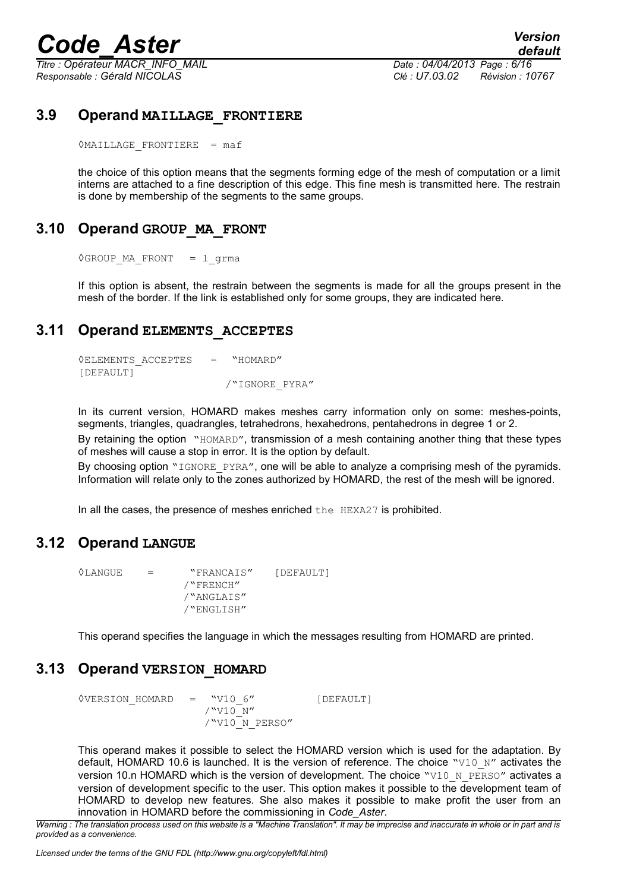### 3.9 Operand **MAILLAGE_FRONTIERE**

```
◊MAILLAGE_FRONTIERE  = maf
```

the choice of this option means that the segments forming edge of the mesh of computation or a limit interns are attached to a fine description of this edge. This fine mesh is transmitted here. The restrain is done by membership of the segments to the same groups.

### 3.10 Operand **GROUP_MA_FRONT**

```
◊GROUP_MA_FRONT   = l_grma
```

If this option is absent, the restrain between the segments is made for all the groups present in the mesh of the border. If the link is established only for some groups, they are indicated here.

### 3.11 Operand **ELEMENTS_ACCEPTES**

```
◊ELEMENTS_ACCEPTES   =   "HOMARD"
[DEFAULT]
                        /"IGNORE_PYRA"
```

In its current version, HOMARD makes meshes carry information only on some: meshes-points, segments, triangles, quadrangles, tetrahedrons, hexahedrons, pentahedrons in degree 1 or 2.

By retaining the option "HOMARD", transmission of a mesh containing another thing that these types of meshes will cause a stop in error. It is the option by default.

By choosing option "IGNORE_PYRA", one will be able to analyze a comprising mesh of the pyramids. Information will relate only to the zones authorized by HOMARD, the rest of the mesh will be ignored.

In all the cases, the presence of meshes enriched the HEXA27 is prohibited.

### 3.12 Operand **LANGUE**

```
◊LANGUE     =       "FRANCAIS"    [DEFAULT]
                   /"FRENCH"
                   /"ANGLAIS"
                   /"ENGLISH"
```

This operand specifies the language in which the messages resulting from HOMARD are printed.

### 3.13 Operand **VERSION_HOMARD**

```
◊VERSION_HOMARD   =   "V10_6"          [DEFAULT]
                     /"V10_N"
                     /"V10_N_PERSO"
```

This operand makes it possible to select the HOMARD version which is used for the adaptation. By default, HOMARD 10.6 is launched. It is the version of reference. The choice "V10_N" activates the version 10.n HOMARD which is the version of development. The choice "V10_N_PERSO" activates a version of development specific to the user. This option makes it possible to the development team of HOMARD to develop new features. She also makes it possible to make profit the user from an innovation in HOMARD before the commissioning in *Code_Aster*.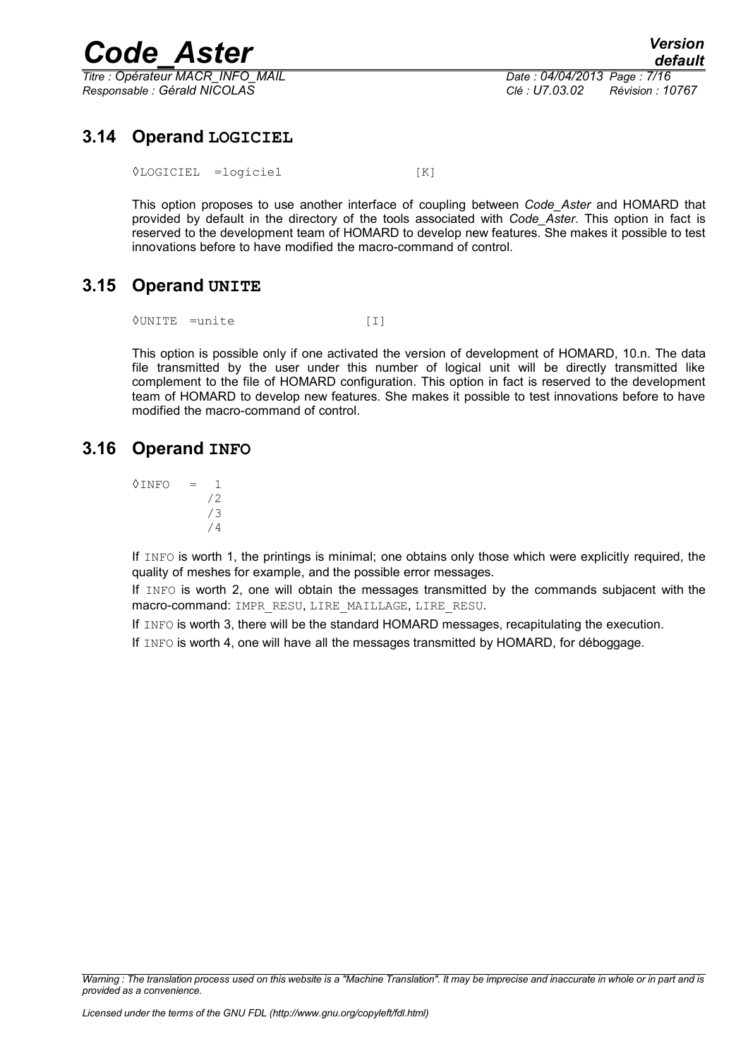## 3.14 Operand LOGICIEL

```
◊LOGICIEL  =logiciel                [K]
```

This option proposes to use another interface of coupling between *Code_Aster* and HOMARD that provided by default in the directory of the tools associated with *Code_Aster*. This option in fact is reserved to the development team of HOMARD to develop new features. She makes it possible to test innovations before to have modified the macro-command of control.

## 3.15 Operand UNITE

```
◊UNITE  =unite                [I]
```

This option is possible only if one activated the version of development of HOMARD, 10.n. The data file transmitted by the user under this number of logical unit will be directly transmitted like complement to the file of HOMARD configuration. This option in fact is reserved to the development team of HOMARD to develop new features. She makes it possible to test innovations before to have modified the macro-command of control.

## 3.16 Operand INFO

```
◊INFO   =   1
           /2
           /3
           /4
```

If INFO is worth 1, the printings is minimal; one obtains only those which were explicitly required, the quality of meshes for example, and the possible error messages.

If INFO is worth 2, one will obtain the messages transmitted by the commands subjacent with the macro-command: IMPR_RESU, LIRE_MAILLAGE, LIRE_RESU.

If INFO is worth 3, there will be the standard HOMARD messages, recapitulating the execution.

If INFO is worth 4, one will have all the messages transmitted by HOMARD, for déboggage.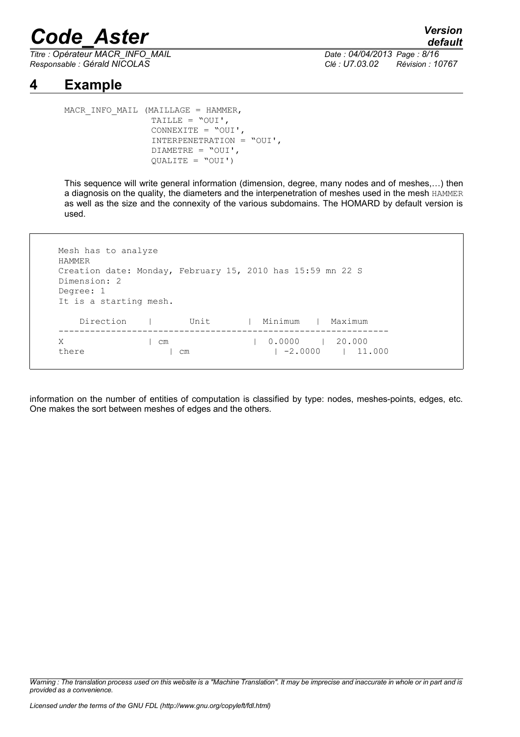# 4 Example

```
MACR_INFO_MAIL (MAILLAGE = HAMMER,
                TAILLE = "OUI',
                CONNEXITE = "OUI',
                INTERPENETRATION = "OUI',
                DIAMETRE = "OUI',
                QUALITE = "OUI')
```

This sequence will write general information (dimension, degree, many nodes and of meshes,…) then a diagnosis on the quality, the diameters and the interpenetration of meshes used in the mesh HAMMER as well as the size and the connexity of the various subdomains. The HOMARD by default version is used.

```
Mesh has to analyze
HAMMER
Creation date: Monday, February 15, 2010 has 15:59 mn 22 S
Dimension: 2
Degree: 1
It is a starting mesh.

    Direction    |        Unit        |  Minimum   |  Maximum
---------------------------------------------------------------
X               | cm                  |  0.0000    |  20.000
there               | cm                  | -2.0000    |  11.000
```

information on the number of entities of computation is classified by type: nodes, meshes-points, edges, etc. One makes the sort between meshes of edges and the others.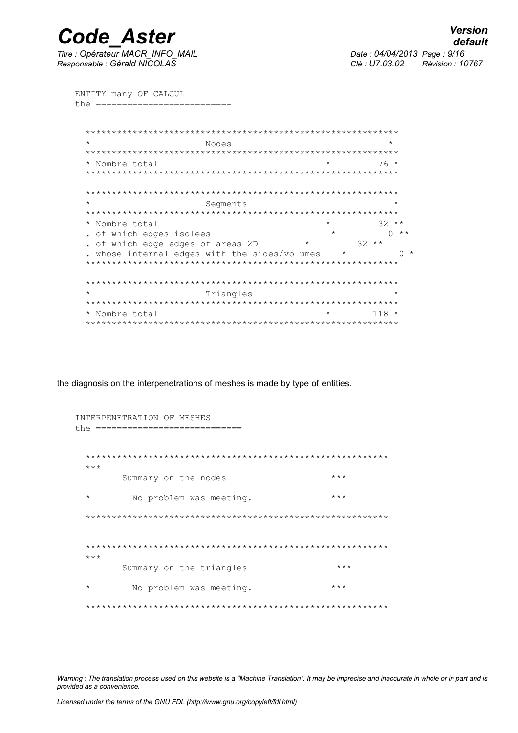```
ENTITY many OF CALCUL
the ========================


  ***********************************************************
  *                    Nodes                                *
  ***********************************************************
  * Nombre total                                  *      76 *
  ***********************************************************

  ***********************************************************
  *                    Segments                             *
  ***********************************************************
  * Nombre total                                  *      32 **
  . of which edges isolees                         *       0 **
  . of which edge edges of areas 2D        *        32 **
  . whose internal edges with the sides/volumes    *          0 *
  ***********************************************************

  ***********************************************************
  *                    Triangles                            *
  ***********************************************************
  * Nombre total                                  *     118 *
  ***********************************************************
```

the diagnosis on the interpenetrations of meshes is made by type of entities.

```
INTERPENETRATION OF MESHES
the ===========================


  ********************************************************
  ***
        Summary on the nodes                    ***

  *       No problem was meeting.               ***

  ********************************************************


  ********************************************************
  ***
        Summary on the triangles                 ***

  *       No problem was meeting.               ***

  ********************************************************
```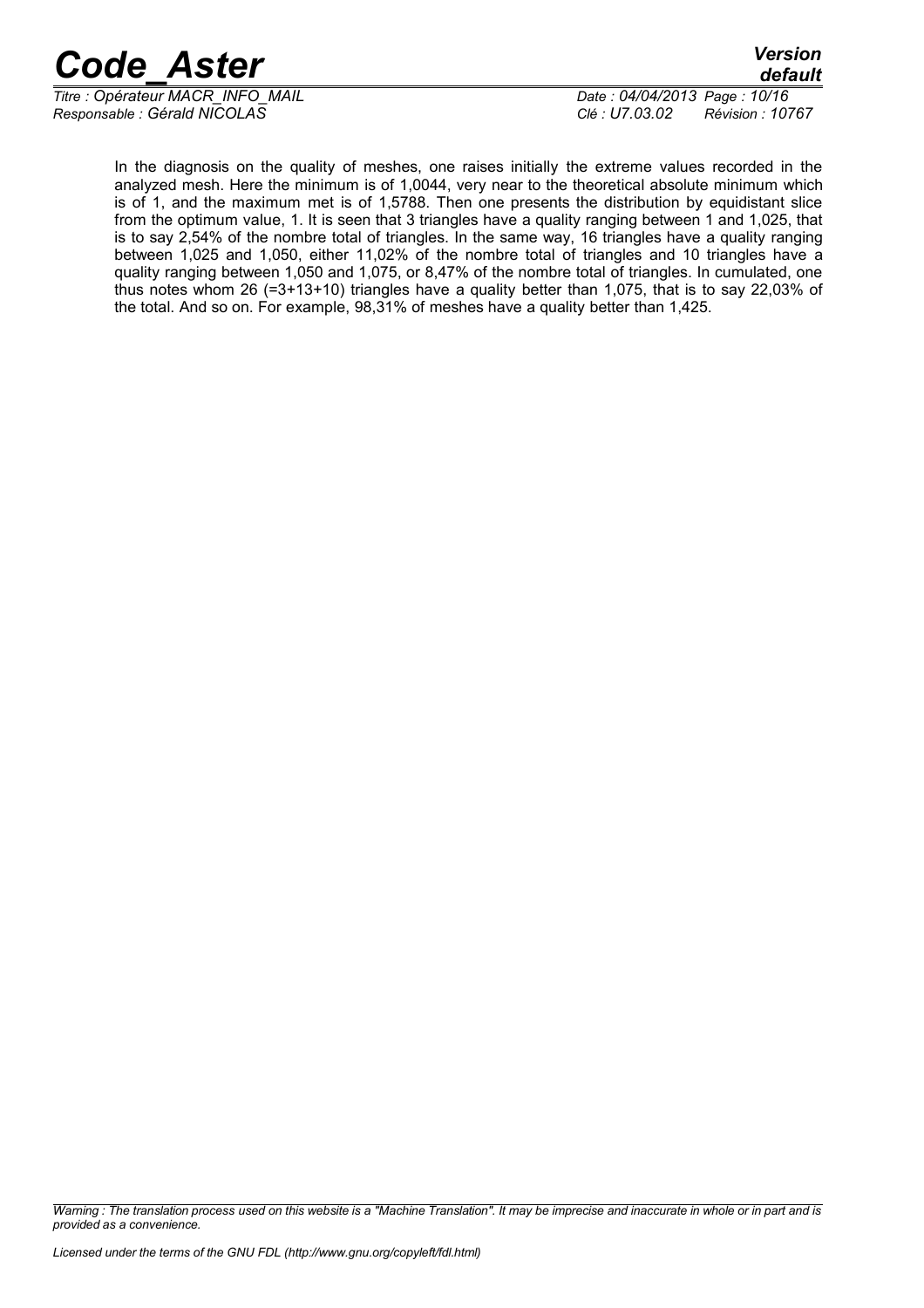In the diagnosis on the quality of meshes, one raises initially the extreme values recorded in the analyzed mesh. Here the minimum is of 1,0044, very near to the theoretical absolute minimum which is of 1, and the maximum met is of 1,5788. Then one presents the distribution by equidistant slice from the optimum value, 1. It is seen that 3 triangles have a quality ranging between 1 and 1,025, that is to say 2,54% of the nombre total of triangles. In the same way, 16 triangles have a quality ranging between 1,025 and 1,050, either 11,02% of the nombre total of triangles and 10 triangles have a quality ranging between 1,050 and 1,075, or 8,47% of the nombre total of triangles. In cumulated, one thus notes whom 26 (=3+13+10) triangles have a quality better than 1,075, that is to say 22,03% of the total. And so on. For example, 98,31% of meshes have a quality better than 1,425.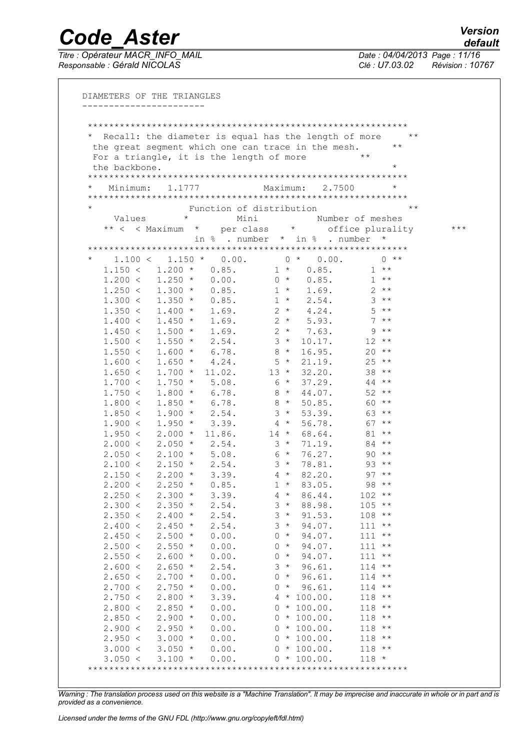```
DIAMETERS OF THE TRIANGLES
-----------------------

 ***********************************************************
 * Recall: the diameter is equal has the length of more     **
  the great segment which one can trace in the mesh.      **
  For a triangle, it is the length of more          **
  the backbone.                                              *
 ***********************************************************
 *   Minimum:   1.1777            Maximum:   2.7500       *
 ***********************************************************
 *                 Function of distribution                **
     Values        *          Mini           Number of meshes
   ** <  < Maximum  *    per class    *     office plurality        ***
                   in %  . number  * in %  . number  *
 ***********************************************************
 *    1.100 <   1.150 *   0.00.        0 *   0.00.        0 **
   1.150 <   1.200 *   0.85.        1 *   0.85.        1 **
   1.200 <   1.250 *   0.00.        0 *   0.85.        1 **
   1.250 <   1.300 *   0.85.        1 *   1.69.        2 **
   1.300 <   1.350 *   0.85.        1 *   2.54.        3 **
   1.350 <   1.400 *   1.69.        2 *   4.24.        5 **
   1.400 <   1.450 *   1.69.        2 *   5.93.        7 **
   1.450 <   1.500 *   1.69.        2 *   7.63.        9 **
   1.500 <   1.550 *   2.54.        3 *  10.17.       12 **
   1.550 <   1.600 *   6.78.        8 *  16.95.       20 **
   1.600 <   1.650 *   4.24.        5 *  21.19.       25 **
   1.650 <   1.700 *  11.02.       13 *  32.20.       38 **
   1.700 <   1.750 *   5.08.        6 *  37.29.       44 **
   1.750 <   1.800 *   6.78.        8 *  44.07.       52 **
   1.800 <   1.850 *   6.78.        8 *  50.85.       60 **
   1.850 <   1.900 *   2.54.        3 *  53.39.       63 **
   1.900 <   1.950 *   3.39.        4 *  56.78.       67 **
   1.950 <   2.000 *  11.86.       14 *  68.64.       81 **
   2.000 <   2.050 *   2.54.        3 *  71.19.       84 **
   2.050 <   2.100 *   5.08.        6 *  76.27.       90 **
   2.100 <   2.150 *   2.54.        3 *  78.81.       93 **
   2.150 <   2.200 *   3.39.        4 *  82.20.       97 **
   2.200 <   2.250 *   0.85.        1 *  83.05.       98 **
   2.250 <   2.300 *   3.39.        4 *  86.44.      102 **
   2.300 <   2.350 *   2.54.        3 *  88.98.      105 **
   2.350 <   2.400 *   2.54.        3 *  91.53.      108 **
   2.400 <   2.450 *   2.54.        3 *  94.07.      111 **
   2.450 <   2.500 *   0.00.        0 *  94.07.      111 **
   2.500 <   2.550 *   0.00.        0 *  94.07.      111 **
   2.550 <   2.600 *   0.00.        0 *  94.07.      111 **
   2.600 <   2.650 *   2.54.        3 *  96.61.      114 **
   2.650 <   2.700 *   0.00.        0 *  96.61.      114 **
   2.700 <   2.750 *   0.00.        0 *  96.61.      114 **
   2.750 <   2.800 *   3.39.        4 * 100.00.      118 **
   2.800 <   2.850 *   0.00.        0 * 100.00.      118 **
   2.850 <   2.900 *   0.00.        0 * 100.00.      118 **
   2.900 <   2.950 *   0.00.        0 * 100.00.      118 **
   2.950 <   3.000 *   0.00.        0 * 100.00.      118 **
   3.000 <   3.050 *   0.00.        0 * 100.00.      118 **
   3.050 <   3.100 *   0.00.        0 * 100.00.      118 *
 ***********************************************************
```

*Warning : The translation process used on this website is a "Machine Translation". It may be imprecise and inaccurate in whole or in part and is provided as a convenience.*

*Licensed under the terms of the GNU FDL (http://www.gnu.org/copyleft/fdl.html)*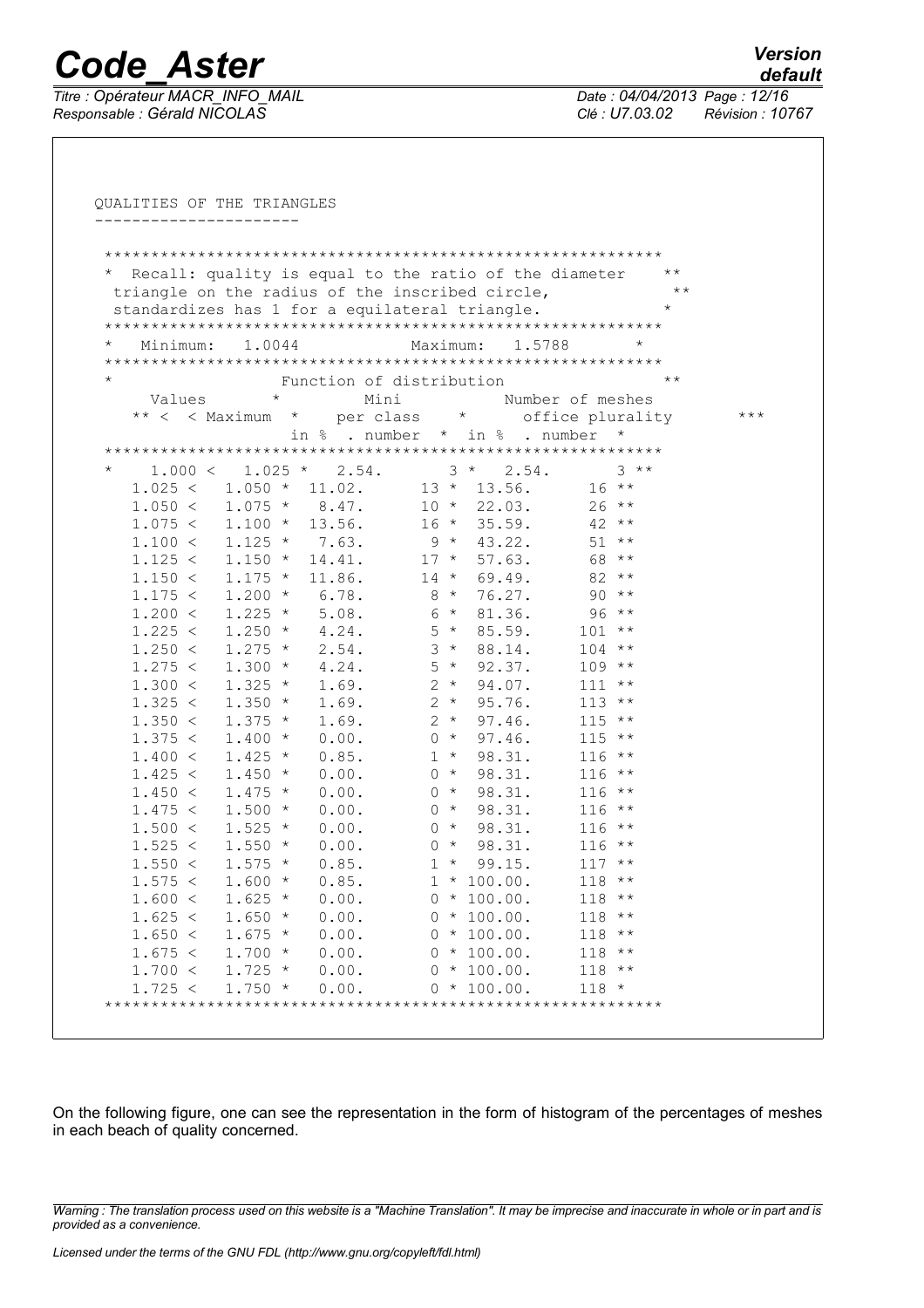```
QUALITIES OF THE TRIANGLES
----------------------

************************************************************
*  Recall: quality is equal to the ratio of the diameter    **
 triangle on the radius of the inscribed circle,           **
 standardizes has 1 for a equilateral triangle.            *
************************************************************
*   Minimum:   1.0044            Maximum:   1.5788       *
************************************************************
*                   Function of distribution                **
     Values       *         Mini           Number of meshes
   ** <  < Maximum  *    per class    *      office plurality        ***
                   in %  . number  *  in %  . number  *
************************************************************
*    1.000 <   1.025 *   2.54.       3 *   2.54.       3 **
   1.025 <   1.050 *  11.02.      13 *  13.56.      16 **
   1.050 <   1.075 *   8.47.      10 *  22.03.      26 **
   1.075 <   1.100 *  13.56.      16 *  35.59.      42 **
   1.100 <   1.125 *   7.63.       9 *  43.22.      51 **
   1.125 <   1.150 *  14.41.      17 *  57.63.      68 **
   1.150 <   1.175 *  11.86.      14 *  69.49.      82 **
   1.175 <   1.200 *   6.78.       8 *  76.27.      90 **
   1.200 <   1.225 *   5.08.       6 *  81.36.      96 **
   1.225 <   1.250 *   4.24.       5 *  85.59.     101 **
   1.250 <   1.275 *   2.54.       3 *  88.14.     104 **
   1.275 <   1.300 *   4.24.       5 *  92.37.     109 **
   1.300 <   1.325 *   1.69.       2 *  94.07.     111 **
   1.325 <   1.350 *   1.69.       2 *  95.76.     113 **
   1.350 <   1.375 *   1.69.       2 *  97.46.     115 **
   1.375 <   1.400 *   0.00.       0 *  97.46.     115 **
   1.400 <   1.425 *   0.85.       1 *  98.31.     116 **
   1.425 <   1.450 *   0.00.       0 *  98.31.     116 **
   1.450 <   1.475 *   0.00.       0 *  98.31.     116 **
   1.475 <   1.500 *   0.00.       0 *  98.31.     116 **
   1.500 <   1.525 *   0.00.       0 *  98.31.     116 **
   1.525 <   1.550 *   0.00.       0 *  98.31.     116 **
   1.550 <   1.575 *   0.85.       1 *  99.15.     117 **
   1.575 <   1.600 *   0.85.       1 * 100.00.     118 **
   1.600 <   1.625 *   0.00.       0 * 100.00.     118 **
   1.625 <   1.650 *   0.00.       0 * 100.00.     118 **
   1.650 <   1.675 *   0.00.       0 * 100.00.     118 **
   1.675 <   1.700 *   0.00.       0 * 100.00.     118 **
   1.700 <   1.725 *   0.00.       0 * 100.00.     118 **
   1.725 <   1.750 *   0.00.       0 * 100.00.     118 *
************************************************************
```

On the following figure, one can see the representation in the form of histogram of the percentages of meshes in each beach of quality concerned.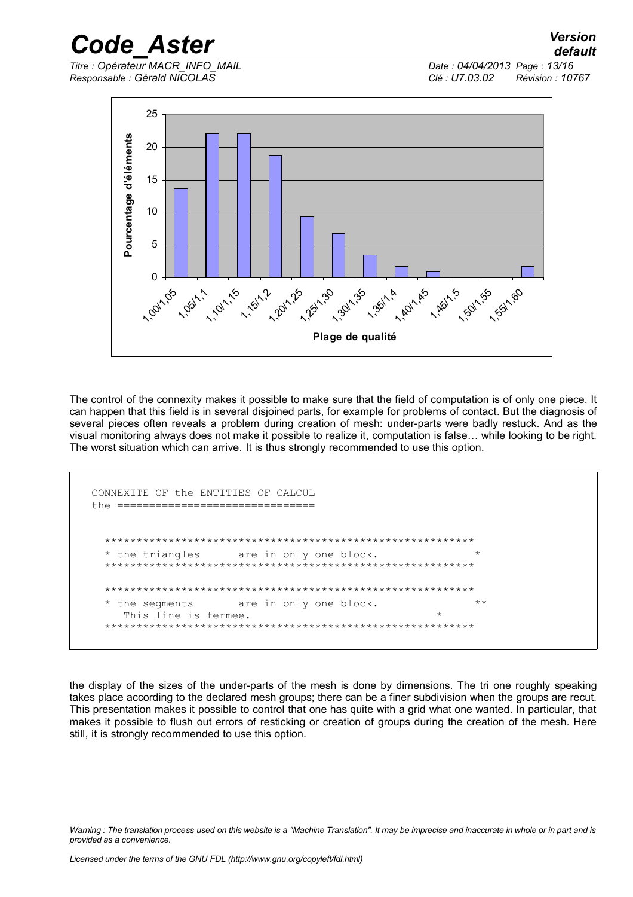The control of the connexity makes it possible to make sure that the field of computation is of only one piece. It can happen that this field is in several disjoined parts, for example for problems of contact. But the diagnosis of several pieces often reveals a problem during creation of mesh: under-parts were badly restuck. And as the visual monitoring always does not make it possible to realize it, computation is false… while looking to be right. The worst situation which can arrive. It is thus strongly recommended to use this option.

```
CONNEXITE OF the ENTITIES OF CALCUL
the ==============================


  **********************************************************
  * the triangles      are in only one block.              *
  **********************************************************

  **********************************************************
  * the segments       are in only one block.               **
     This line is fermee.                                *
  **********************************************************
```

the display of the sizes of the under-parts of the mesh is done by dimensions. The tri one roughly speaking takes place according to the declared mesh groups; there can be a finer subdivision when the groups are recut. This presentation makes it possible to control that one has quite with a grid what one wanted. In particular, that makes it possible to flush out errors of resticking or creation of groups during the creation of the mesh. Here still, it is strongly recommended to use this option.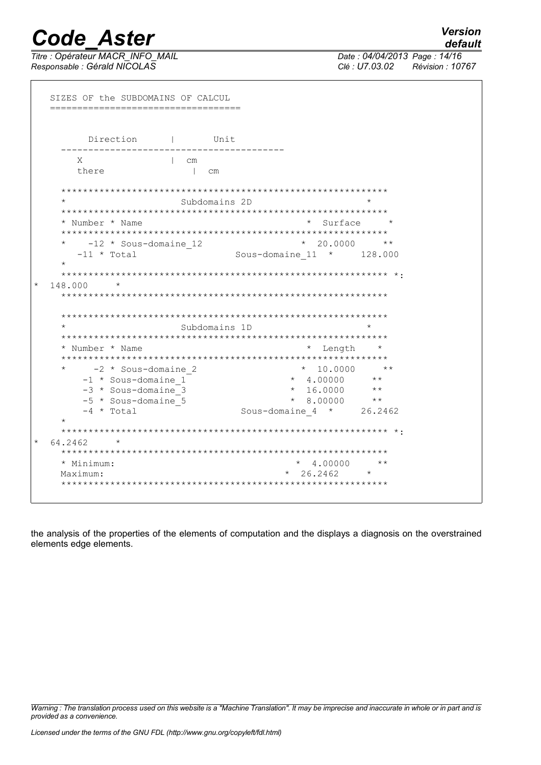```
SIZES OF the SUBDOMAINS OF CALCUL
==================================


      Direction      |       Unit
   ----------------------------------------
      X              |  cm
      there              |  cm

   ***********************************************************
   *                    Subdomains 2D                        *
   ***********************************************************
   * Number * Name                               * Surface    *
   ***********************************************************
   *    -12 * Sous-domaine_12                  * 20.0000     **
      -11 * Total                    Sous-domaine_11  *     128.000
   *
   *********************************************************** *:
*  148.000     *
   ***********************************************************


   ***********************************************************
   *                    Subdomains 1D                        *
   ***********************************************************
   * Number * Name                               * Length    *
   ***********************************************************
   *     -2 * Sous-domaine_2                    * 10.0000     **
       -1 * Sous-domaine_1                  * 4.00000     **
       -3 * Sous-domaine_3                  * 16.0000     **
       -5 * Sous-domaine_5                  * 8.00000     **
       -4 * Total                    Sous-domaine_4  *     26.2462
   *
   *********************************************************** *:
*  64.2462     *
   ***********************************************************
   * Minimum:                                * 4.00000     **
   Maximum:                                * 26.2462     *
   ***********************************************************
```

the analysis of the properties of the elements of computation and the displays a diagnosis on the overstrained elements edge elements.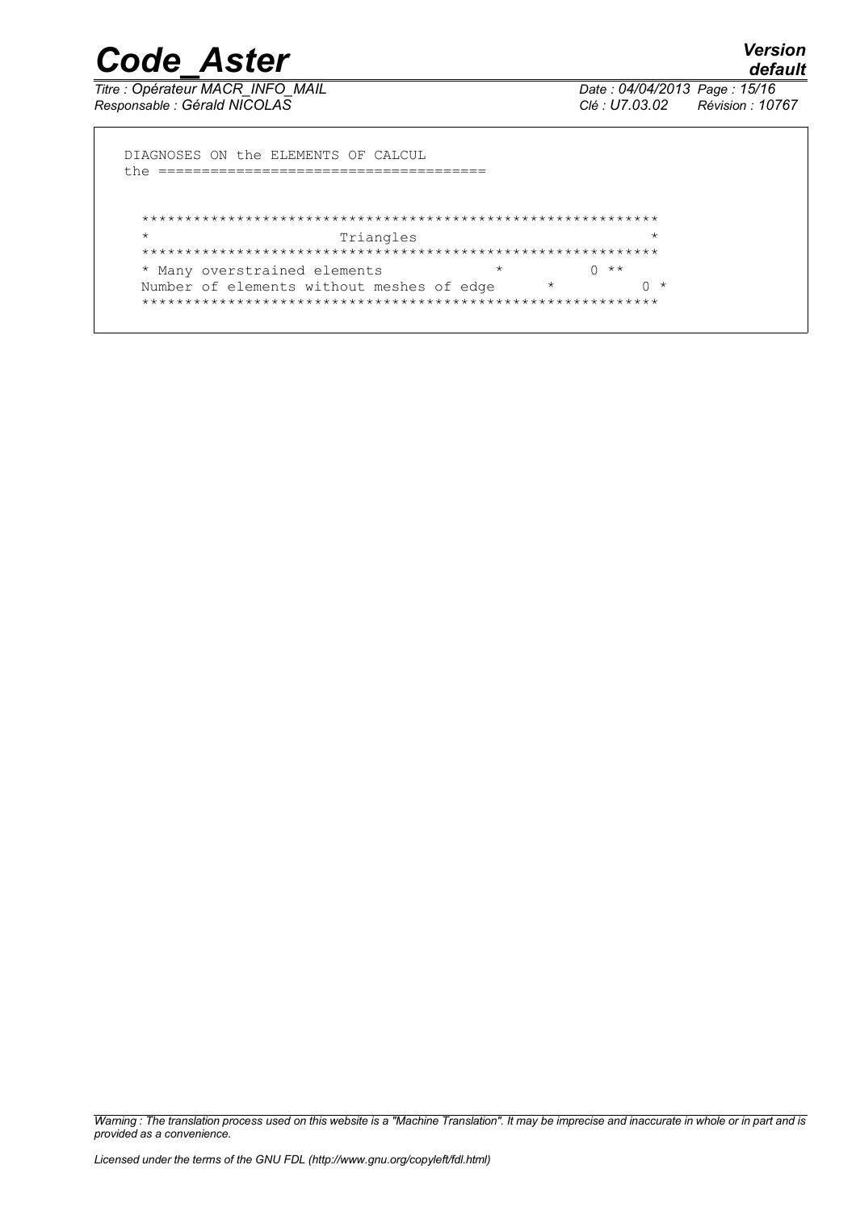```
DIAGNOSES ON the ELEMENTS OF CALCUL
the ====================================


  ************************************************************
  *                       Triangles                          *
  ************************************************************
  * Many overstrained elements            *          0 **
  Number of elements without meshes of edge      *          0 *
  ************************************************************
```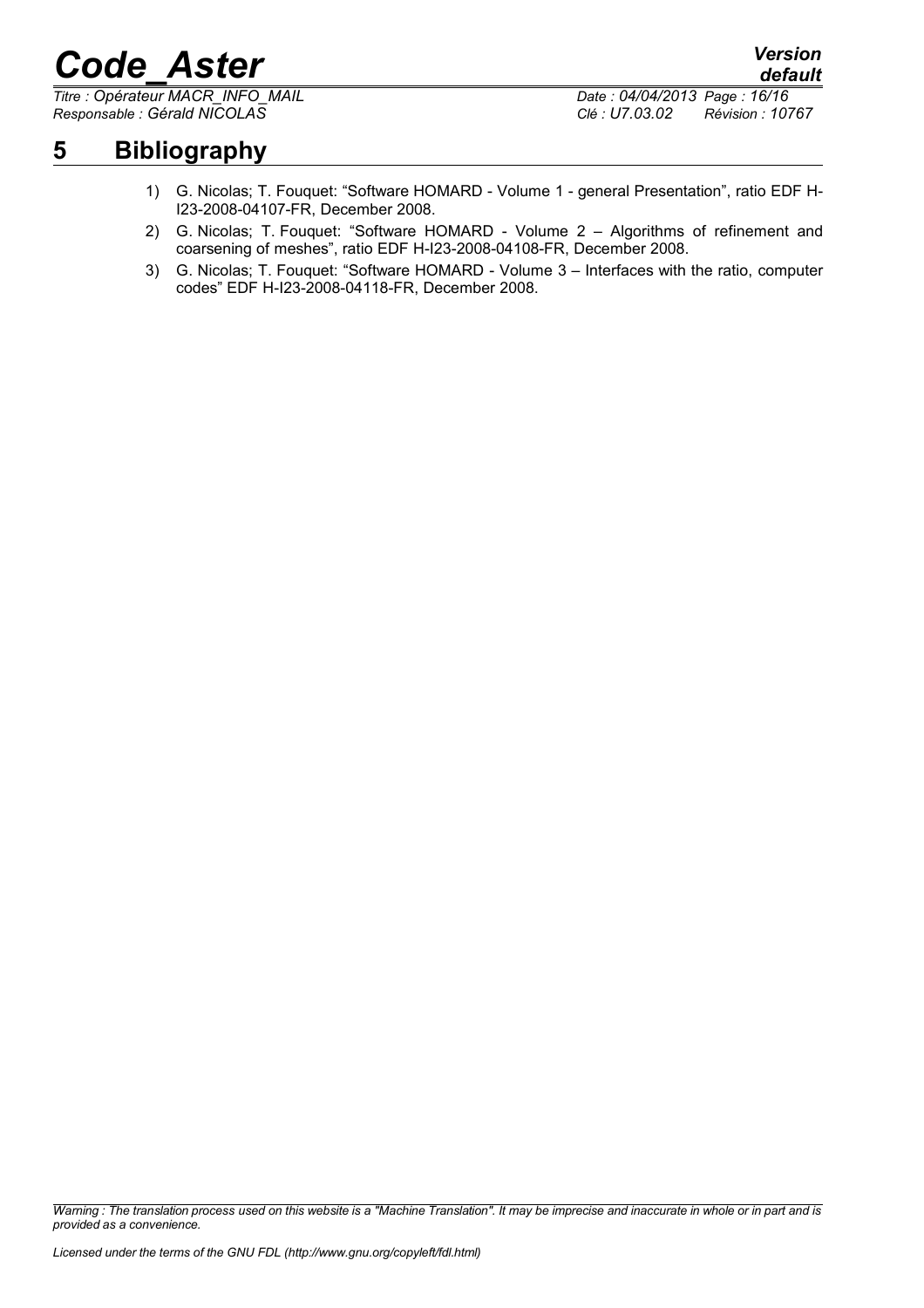# 5 Bibliography

1) G. Nicolas; T. Fouquet: "Software HOMARD - Volume 1 - general Presentation", ratio EDF H-I23-2008-04107-FR, December 2008.
2) G. Nicolas; T. Fouquet: "Software HOMARD - Volume 2 – Algorithms of refinement and coarsening of meshes", ratio EDF H-I23-2008-04108-FR, December 2008.
3) G. Nicolas; T. Fouquet: "Software HOMARD - Volume 3 – Interfaces with the ratio, computer codes" EDF H-I23-2008-04118-FR, December 2008.